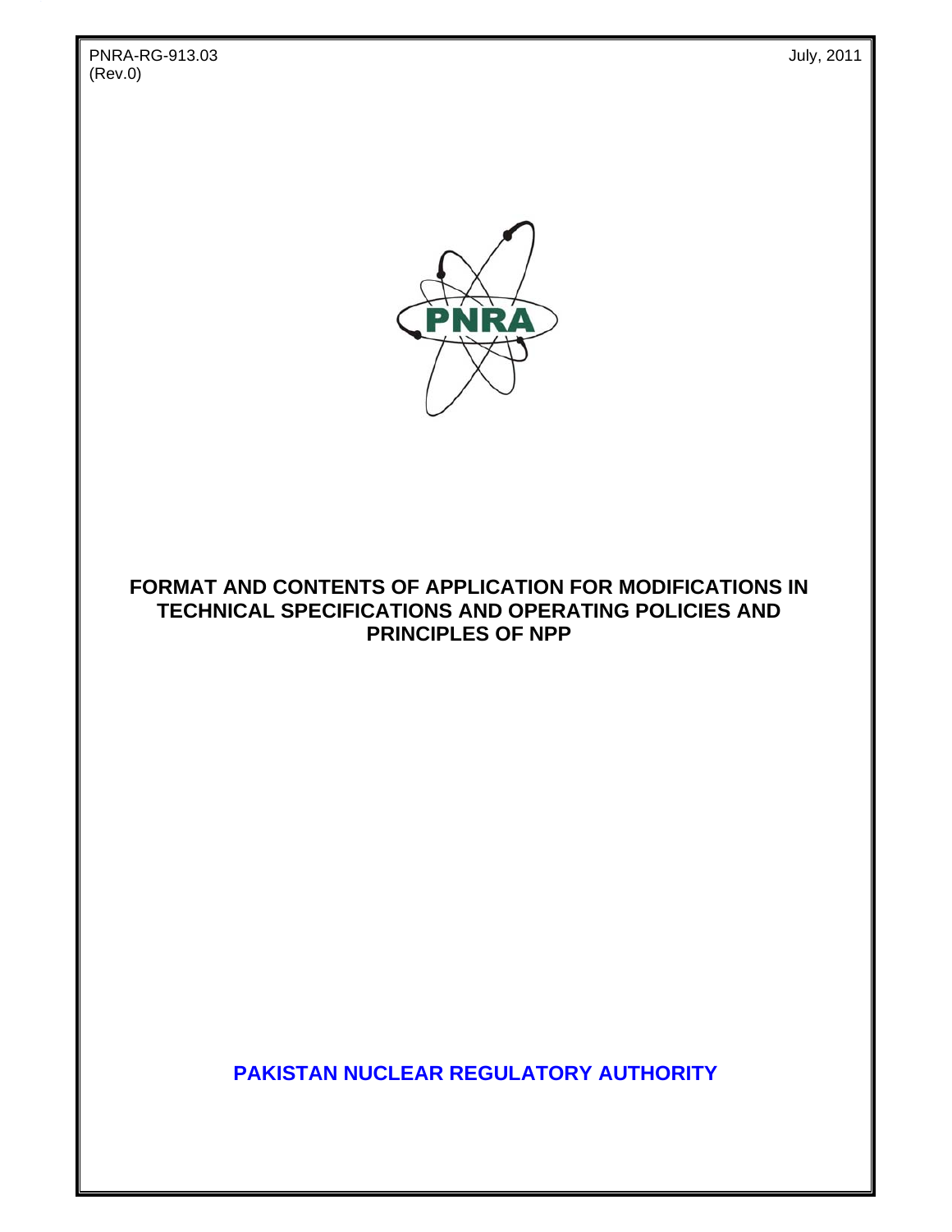PNRA-RG-913.03
(Rev.0)

July, 2011

# FORMAT AND CONTENTS OF APPLICATION FOR MODIFICATIONS IN TECHNICAL SPECIFICATIONS AND OPERATING POLICIES AND PRINCIPLES OF NPP

**PAKISTAN NUCLEAR REGULATORY AUTHORITY**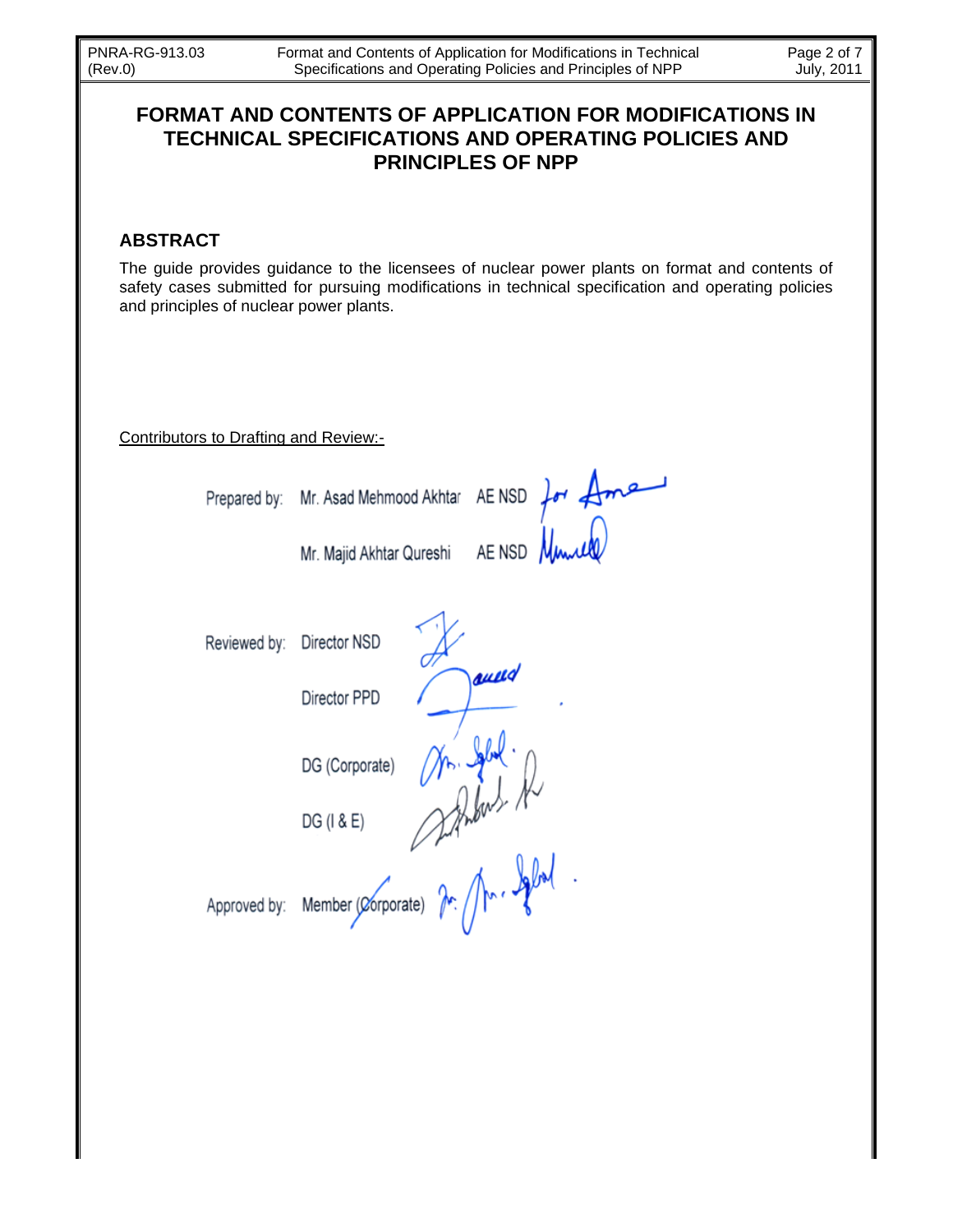# FORMAT AND CONTENTS OF APPLICATION FOR MODIFICATIONS IN TECHNICAL SPECIFICATIONS AND OPERATING POLICIES AND PRINCIPLES OF NPP

## ABSTRACT

The guide provides guidance to the licensees of nuclear power plants on format and contents of safety cases submitted for pursuing modifications in technical specification and operating policies and principles of nuclear power plants.

Contributors to Drafting and Review:-

Prepared by: Mr. Asad Mehmood Akhtar AE NSD

Mr. Majid Akhtar Qureshi AE NSD

Reviewed by: Director NSD

Director PPD

DG (Corporate)

DG (I & E)

Approved by: Member (Corporate)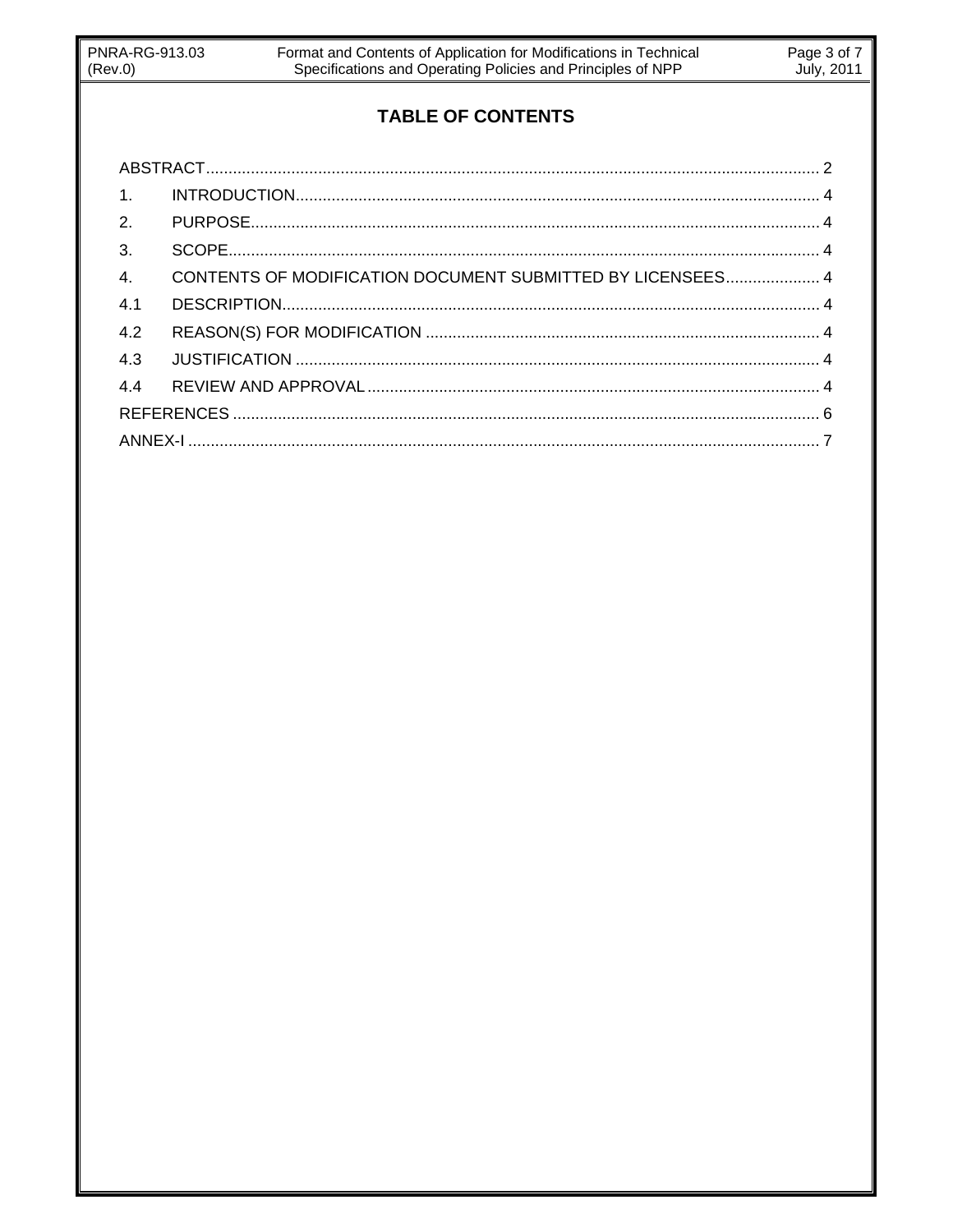# TABLE OF CONTENTS

ABSTRACT ........................................................................................................................ 2

1. INTRODUCTION .................................................................................................... 4

2. PURPOSE .............................................................................................................. 4

3. SCOPE ................................................................................................................... 4

4. CONTENTS OF MODIFICATION DOCUMENT SUBMITTED BY LICENSEES ..................... 4

4.1 DESCRIPTION ....................................................................................................... 4

4.2 REASON(S) FOR MODIFICATION ....................................................................... 4

4.3 JUSTIFICATION .................................................................................................... 4

4.4 REVIEW AND APPROVAL .................................................................................... 4

REFERENCES .................................................................................................................. 6

ANNEX-I ............................................................................................................................ 7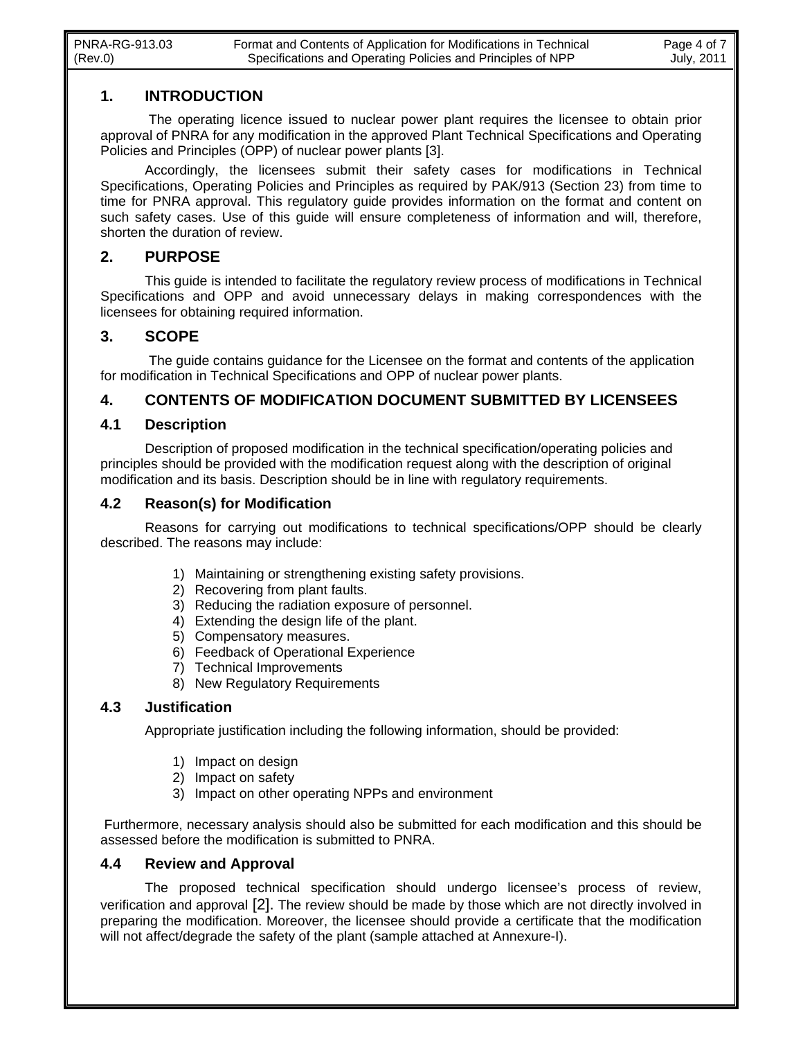## 1. INTRODUCTION

The operating licence issued to nuclear power plant requires the licensee to obtain prior approval of PNRA for any modification in the approved Plant Technical Specifications and Operating Policies and Principles (OPP) of nuclear power plants [3].

Accordingly, the licensees submit their safety cases for modifications in Technical Specifications, Operating Policies and Principles as required by PAK/913 (Section 23) from time to time for PNRA approval. This regulatory guide provides information on the format and content on such safety cases. Use of this guide will ensure completeness of information and will, therefore, shorten the duration of review.

## 2. PURPOSE

This guide is intended to facilitate the regulatory review process of modifications in Technical Specifications and OPP and avoid unnecessary delays in making correspondences with the licensees for obtaining required information.

## 3. SCOPE

The guide contains guidance for the Licensee on the format and contents of the application for modification in Technical Specifications and OPP of nuclear power plants.

## 4. CONTENTS OF MODIFICATION DOCUMENT SUBMITTED BY LICENSEES

### 4.1 Description

Description of proposed modification in the technical specification/operating policies and principles should be provided with the modification request along with the description of original modification and its basis. Description should be in line with regulatory requirements.

### 4.2 Reason(s) for Modification

Reasons for carrying out modifications to technical specifications/OPP should be clearly described. The reasons may include:

1) Maintaining or strengthening existing safety provisions.
2) Recovering from plant faults.
3) Reducing the radiation exposure of personnel.
4) Extending the design life of the plant.
5) Compensatory measures.
6) Feedback of Operational Experience
7) Technical Improvements
8) New Regulatory Requirements

### 4.3 Justification

Appropriate justification including the following information, should be provided:

1) Impact on design
2) Impact on safety
3) Impact on other operating NPPs and environment

Furthermore, necessary analysis should also be submitted for each modification and this should be assessed before the modification is submitted to PNRA.

### 4.4 Review and Approval

The proposed technical specification should undergo licensee's process of review, verification and approval [2]. The review should be made by those which are not directly involved in preparing the modification. Moreover, the licensee should provide a certificate that the modification will not affect/degrade the safety of the plant (sample attached at Annexure-I).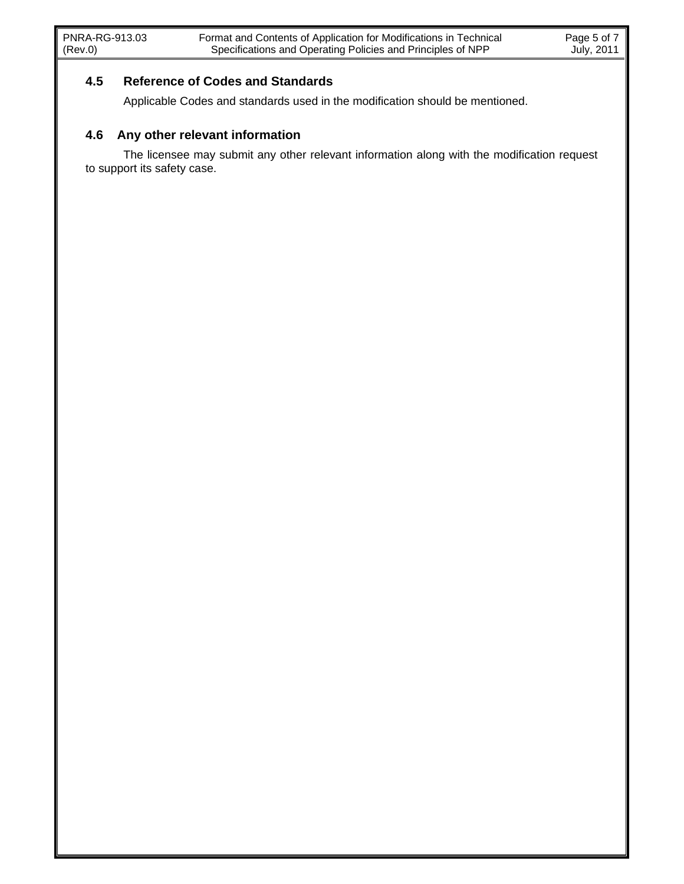## 4.5 Reference of Codes and Standards

Applicable Codes and standards used in the modification should be mentioned.

## 4.6 Any other relevant information

The licensee may submit any other relevant information along with the modification request to support its safety case.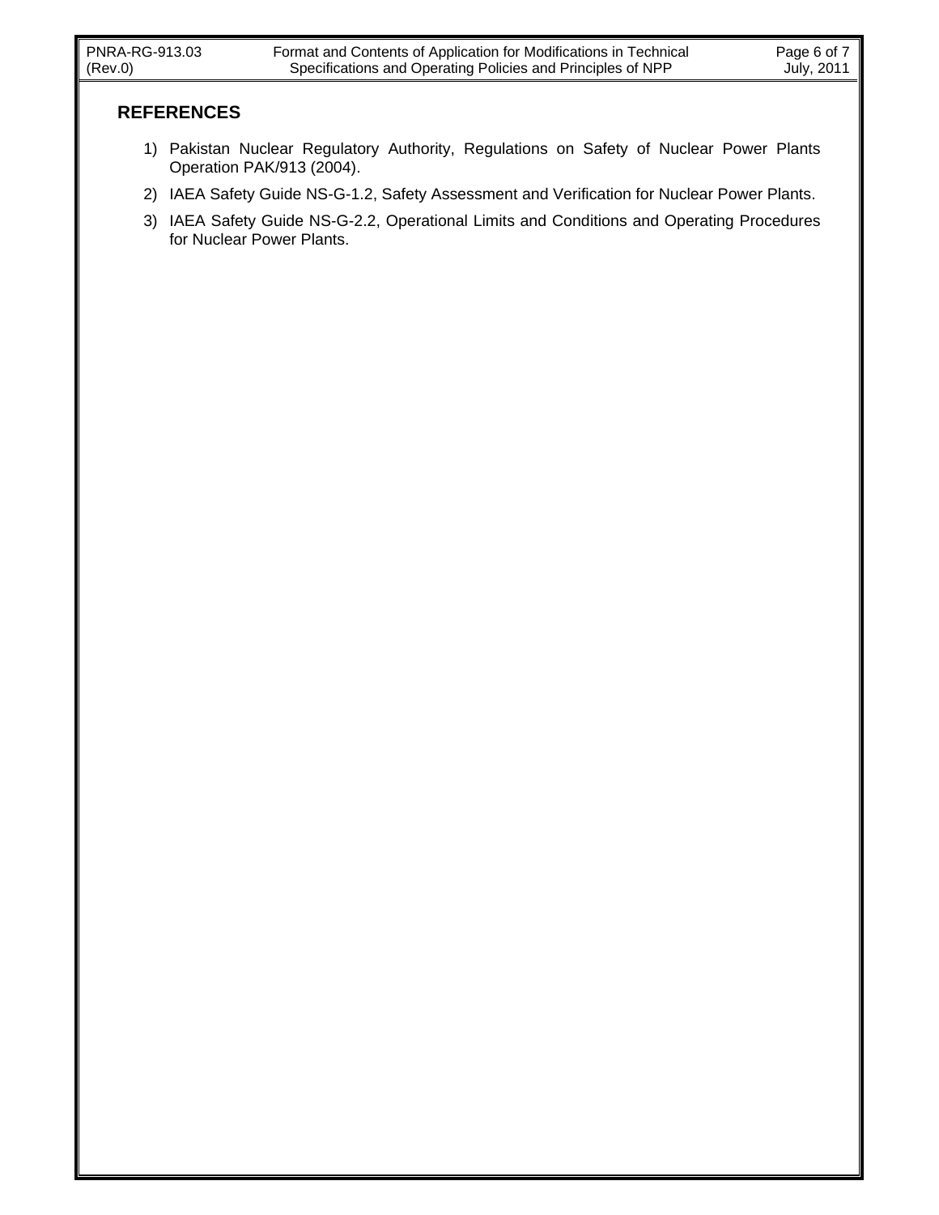## REFERENCES

1) Pakistan Nuclear Regulatory Authority, Regulations on Safety of Nuclear Power Plants Operation PAK/913 (2004).
2) IAEA Safety Guide NS-G-1.2, Safety Assessment and Verification for Nuclear Power Plants.
3) IAEA Safety Guide NS-G-2.2, Operational Limits and Conditions and Operating Procedures for Nuclear Power Plants.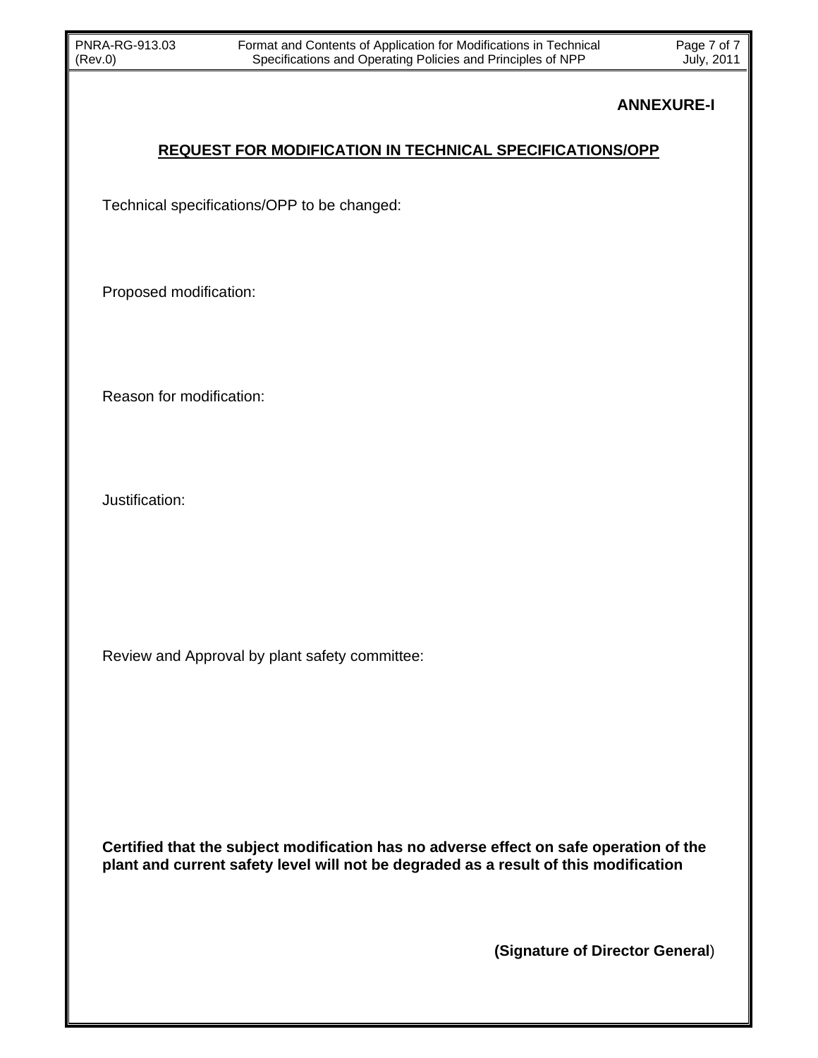**ANNEXURE-I**

## REQUEST FOR MODIFICATION IN TECHNICAL SPECIFICATIONS/OPP

Technical specifications/OPP to be changed:

Proposed modification:

Reason for modification:

Justification:

Review and Approval by plant safety committee:

**Certified that the subject modification has no adverse effect on safe operation of the plant and current safety level will not be degraded as a result of this modification**

**(Signature of Director General)**